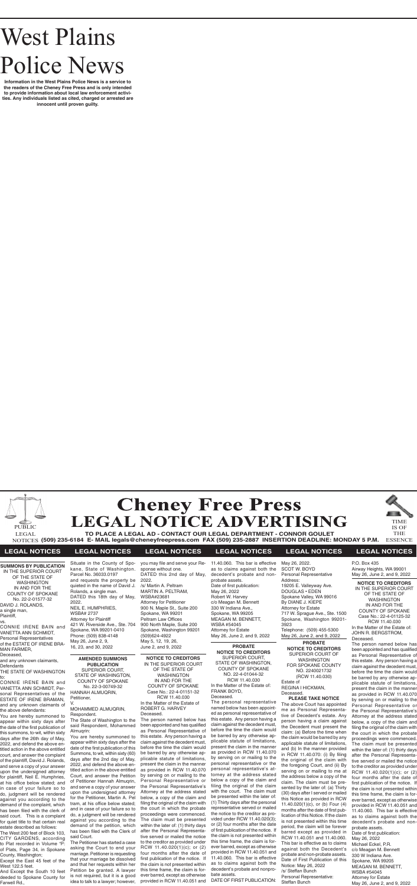# West Plains Police News

**Information in the West Plains Police News is a service to the readers of the Cheney Free Press and is only intended to provide information about local law enforcement activities. Any individuals listed as cited, charged or arrested are innocent until proven guilty.**

# Cheney Free Press LEGAL NOTICE ADVERTISING

PUBLIC LEGAL NOTICES

**TO PLACE A LEGAL AD - CONTACT OUR LEGAL DEPARTMENT - CONNOR GOULET**

**(509) 235-6184 E- MAIL legals@cheneyfreepress.com FAX (509) 235-2887 INSERTION DEADLINE: MONDAY 5 P.M.**

TIME IS OF THE ESSENCE

## LEGAL NOTICES

**SUMMONS BY PUBLICATION**
IN THE SUPERIOR COURT OF THE STATE OF WASHINGTON IN AND FOR THE COUNTY OF SPOKANE
No. 22-2-01577-32
DAVID J. ROLANDS, a single man,
Plaintiff,
vs.
CONNIE IRENE BAIN and VANETTA ANN SCHMIDT, Personal Representatives of the ESTATE OF IRENE BRAMAN FARMER, Deceased,
and any unknown claimants,
Defendants
THE STATE OF WASHINGTON to:
CONNIE IRENE BAIN and VANETTA ANN SCHMIDT, Personal Representatives of the ESTATE OF IRENE BRAMAN, and any unknown claimants of the above defendants:
You are hereby summoned to appear within sixty days after the date of the first publication of this summons, to-wit, within sixty days after the 26th day of May, 2022, and defend the above entitled action in the above entitled court, and answer the complaint of the plaintiff, David J. Rolands, and serve a copy of your answer upon the undersigned attorney for plaintiff, Neil E. Humphries, at his office below stated; and in case of your failure so to do, judgment will be rendered against you according to the demand of the complaint, which has been filed with the clerk of said court. This is a complaint for quiet title to that certain real estate described as follows:
The West 200 feet of Block 103, CITY GARDENS, according to Plat recorded in Volume "P" of Plats, Page 34, in Spokane County, Washington;
Except the East 45 feet of the West 122.5 feet.
And Except the South 10 feet deeded to Spokane County for Farwell Rd.,
Situate in the County of Spokane, State of Washington.
Parcel No. 36033.0197
and requests the property be quieted in the name of David J. Rolands, a single man.
DATED this 18th day of May, 2022.
NEIL E. HUMPHRIES,
WSBA# 2737
Attorney for Plaintiff
421 W. Riverside Ave., Ste. 704
Spokane, WA 99201-0410
Phone: (509) 838-4148
May 26, June 2, 9, 16, 23, and 30, 2022

**AMENDED SUMMONS PUBLICATION**
SUPERIOR COURT, STATE OF WASHINGTON, COUNTY OF SPOKANE
No. 22-3-00749-32
HANNAH ALMUQRIN,
Petitioner,
V.
MOHAMMED ALMUQRIN,
Respondent.
The State of Washington to the said Respondent, Mohammed Almuqrin:
You are hereby summoned to appear within sixty days after the date of the first publication of this Summons, to wit, within sixty (60) days after the 2nd day of May, 2022, and defend the above entitled action in the above entitled Court, and answer the Petition of Petitioner Hannah Almuqrin, and serve a copy of your answer upon the undersigned attorney for the Petitioner, Martin A. Peltram, at his office below stated; and in case of your failure so to do, a judgment will be rendered against you according to the demand of the petition, which has been filed with the Clerk of said Court.
The Petitioner has started a case asking the Court to end your marriage. Petitioner is requesting that your marriage be dissolved and that her requests within her Petition be granted. A lawyer is not required, but it is a good idea to talk to a lawyer; however, you may file and serve your Response without one.
DATED this 2nd day of May, 2022.
/s/ Martin A. Peltram
MARTIN A. PELTRAM,
WSBA#23681
Attorney for Petitioner
900 N. Maple St., Suite 200
Spokane, WA 99201
Peltram Law Offices
900 North Maple, Suite 200
Spokane, Washington 99201
(509)624-4922
May 5, 12, 19, 26, June 2, and 9, 2022

**NOTICE TO CREDITORS**
IN THE SUPERIOR COURT OF THE STATE OF WASHINGTON IN AND FOR THE COUNTY OF SPOKANE
Case No.: 22-4-01151-32
RCW 11.40.030
In the Matter of the Estate of ROBERT G. HARVEY
Deceased.
The person named below has been appointed and has qualified as Personal Representative of this estate. Any person having a claim against the decedent must, before the time the claim would be barred by any otherwise applicable statute of limitations, present the claim in the manner as provided in RCW 11.40.070 by serving on or mailing to the Personal Representative or the Personal Representative's Attorney at the address stated below, a copy of the claim and filing the original of the claim with the court in which the probate proceedings were commenced. The claim must be presented within the later of: (1) thirty days after the Personal Representative served or mailed the notice to the creditor as provided under RCW 11.40.020(1)(c); or (2) four months after the date of first publication of the notice. If the claim is not presented within this time frame, the claim is forever barred, except as otherwise provided in RCW 11.40.051 and 11.40.060. This bar is effective as to claims against both the decedent's probate and nonprobate assets.
Date of first publication:
May 26, 2022
Robert W. Harvey
c/o Meagan M. Bennett
330 W Indiana Ave.,
Spokane, WA 99205
MEAGAN M. BENNETT,
WSBA #54045
Attorney for Estate
May 26, June 2, and 9, 2022

**PROBATE NOTICE TO CREDITORS**
SUPERIOR COURT, STATE OF WASHINGTON, COUNTY OF SPOKANE
NO. 22-4-01044-32
RCW 11.40.030
In the Matter of the Estate of:
FRANK BOYD,
Deceased.
The personal representative named below has been appointed as personal representative of this estate. Any person having a claim against the decedent must, before the time the claim would be barred by any otherwise applicable statute of limitations, present the claim in the manner as provided in RCW 11.40.070 by serving on or mailing to the personal representative or the personal representative's attorney at the address stated below a copy of the claim and filing the original of the claim with the court. The claim must be presented within the later of: (1) Thirty days after the personal representative served or mailed the notice to the creditor as provided under RCW 11.40.020(3); or (2) four months after the date of first publication of the notice. If the claim is not presented within this time frame, the claim is forever barred, except as otherwise provided in RCW 11.40.051 and 11.40.060. This bar is effective as to claims against both the decedent's probate and nonprobate assets.
DATE OF FIRST PUBLICATION: May 26, 2022.
SCOT W. BOYD
Personal Representative
Address:
19205 E. Valleyway Ave.
DOUGLAS • EDEN
Spokane Valley, WA 99016
By DIANE J. KIEPE
Attorney for Estate
717 W. Sprague Ave., Ste. 1500
Spokane, Washington 99201-3923
Telephone: (509) 455-5300
May 26, June 2, and 9, 2022

**PROBATE NOTICE TO CREDITORS**
SUPERIOR COURT OF WASHINGTON FOR SPOKANE COUNTY
NO. 2240021732
(RCW 11.40.030)
Estate of
REGINA I HICKMAN,
Deceased.
**PLEASE TAKE NOTICE**
The above Court has appointed me as Personal Representative of Decedent's estate. Any person having a claim against the Decedent must present the claim: (a) Before the time when the claim would be barred by any applicable statute of limitations, and (b) In the manner provided in RCW 11.40.070: (i) By filing the original of the claim with the foregoing Court, and (ii) By serving on or mailing to me at the address below a copy of the claim. The claim must be presented by the later of: (a) Thirty (30) days after I served or mailed this Notice as provided in RCW 11.40.020(1)(c), or (b) Four (4) months after the date of first publication of this Notice. If the claim is not presented within this time period, the claim will be forever barred except as provided in RCW 11.40.051 and 11.40.060. This bar is effective as to claims against both the Decedent's probate and non-probate assets.
Date of First Publication of this Notice: May 26, 2022
/s/ Steffan Bunch
Personal Representative:
Steffan Bunch
P.O. Box 435
Airway Heights, WA 99001
May 26, June 2, and 9, 2022

**NOTICE TO CREDITORS**
IN THE SUPERIOR COURT OF THE STATE OF WASHINGTON IN AND FOR THE COUNTY OF SPOKANE
Case No.: 22-4-01125-32
RCW 11.40.030
In the Matter of the Estate of:
JOHN R. BERGSTROM,
Deceased.
The person named below has been appointed and has qualified as Personal Representative of this estate. Any person having a claim against the decedent must, before the time the claim would be barred by any otherwise applicable statute of limitations, present the claim in the manner as provided in RCW 11.40.070 by serving on or mailing to the Personal Representative or the Personal Representative's Attorney at the address stated below, a copy of the claim and filing the original of the claim with the court in which the probate proceedings were commenced. The claim must be presented within the later of: (1) thirty days after the Personal Representative served or mailed the notice to the creditor as provided under RCW 11.40.020(1)(c); or (2) four months after the date of first publication of the notice. If the claim is not presented within this time frame, the claim is forever barred, except as otherwise provided in RCW 11.40.051 and 11.40.060. This bar is effective as to claims against both the decedent's probate and nonprobate assets.
Date of first publication:
May 26, 2022
Michael Eckel, P.R.
c/o Meagan M. Bennett
330 W Indiana Ave.
Spokane, WA 99205
MEAGAN M. BENNETT,
WSBA #54045
Attorney for Estate
May 26, June 2, and 9, 2022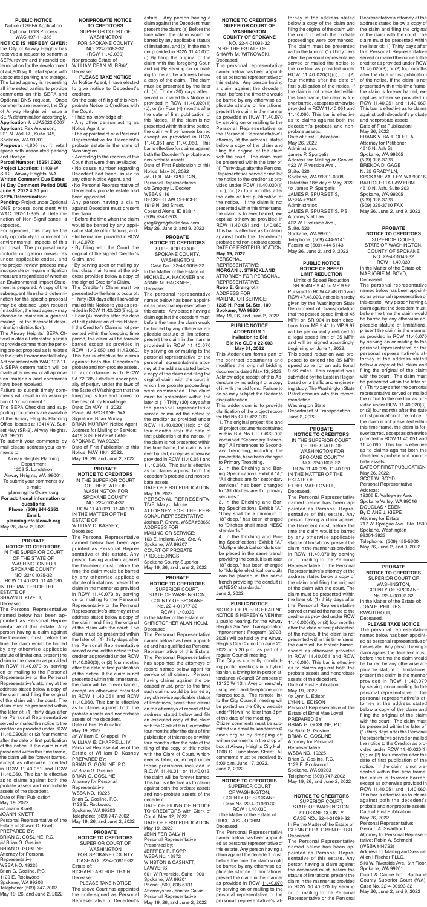**PUBLIC NOTICE**
Notice of SEPA Application
Optional DNS Process
WAC 197-11-355

**NOTICE IS HEREBY GIVEN**; the City of Airway Heights has received a request to perform a SEPA review and threshold determination for the development of a 4,800 sq. ft. retail space with associated parking and storage. The Lead agency is requesting all interested parties to provide comments on this SEPA and Optional DNS request. Once comments are received, the City of Airway Heights will issue a SEPA determination accordingly.
**Application #**: LUA2022-0007
**Applicant**: Rex Anderson, 221 N. Wall St., Suite 345, Spokane, WA 99201
**Proposal**: 4,800 sq. ft. retail space with associated parking and storage
**Parcel Number**: **15251.0202**
**Project Location**: 11109 W SR 2., Airway Heights, WA
**Written Comment Due Dates**: **14 Day Comment Period DUE June 9, 2022 4:30 pm**
**SEPA Determination**:
**Pending**- Project under Optional DNS process consistent with WAC 197-11-355. A Determination of Non-Significance is expected.

For agencies, this may be the only opportunity to comment on environmental impacts of this proposal. The proposal may include mitigation measures under applicable codes, and the project review process may incorporate or require mitigation measures regardless of whether an Environmental Impact Statement is prepared. A copy of the subsequent threshold determination for the specific proposal may be obtained upon request (in addition, the lead agency may choose to maintain a general mailing list for threshold determination distribution).

The Airway Heights' SEPA Official invites all interested parties to provide comment on the pending project proposal as is relates to the State Environmental Policy Act consistent with WAC 197-11. A SEPA determination will be made after review of all application materials and comments have been received.

Failure to submit timely comments will result in an assumption of "no comment."

The SEPA Checklist and supporting documents are available at the Airway Heights Planning Office, located at 13414 W. Sunset Hwy (SR-2), Airway Heights, WA, 99001.

To submit your comments by mail please address your comments to:

Airway Heights Planning Department
1208 S. Lundstrom
Airway Heights, WA 99001,
To submit your comments by e-mail:
planninginfo@cawh.org
**For additional information or questions:**
**Phone: (509) 244-2552**
**Email:**
**planninginfo@cawh.org**
May 26, 2022

**PROBATE NOTICE TO CREDITORS**
IN THE SUPERIOR COURT OF THE STATE OF WASHINGTON FOR SPOKANE COUNTY
NO. 22401035-32
RCW 11.40.020, 11.40.030
IN THE MATTER OF THE ESTATE OF
SHAWN D. KIVETT,
Deceased.

The Personal Representative named below has been appointed as Personal Representative of this estate. Any person having a claim against the Decedent must, before the time the claim would be barred by any otherwise applicable statute of limitations, present the claim in the manner as provided in RCW 11.40.070 by serving on or mailing to the Personal Representative or the Personal Representative's attorney at the address stated below a copy of the claim and filing the original of the claim with the court. The claim must be presented within the later of: (1) thirty days after the Personal Representative served or mailed the notice to the creditor as provided under RCW 11.40.020(3); or (2) four months after the date of first publication of the notice. If the claim is not presented within this time frame, the claim will be forever barred, except as otherwise provided in RCW 11.40.051 and RCW 11.40.060. This bar is effective as to claims against both the probate assets and nonprobate assets of the decedent.
Date of First Publication:
May 19, 2022
/s/ Joann Kivett
JOANN KIVETT
Personal Representative of the Estate of Shawn D. Kivett
PREPARED BY:
BRIAN G. GOSLINE, P.C.
/s/ Brian G. Gosline
Attorney for Personal Representative
WSBA NO. 19225
Brian G. Gosline, P.C.
1129 E. Rockwood
Spokane, WA 99203
Telephone: (509) 747-2002
May 19, 26, and June 2, 2022

**NONPROBATE NOTICE TO CREDITORS**
SUPERIOR COURT OF WASHINGTON
FOR SPOKANE COUNTY
NO. 22401082-32
(RCW 11.42.030)
Nonprobate Estate of
WILLIAM DEAN MURRAY,
Deceased.

**PLEASE TAKE NOTICE**
As Notice Agent, I have elected to give notice to Decedent's creditors.
On the date of filing of this Nonprobate Notice to Creditors with the Court:
• I had no knowledge of:
· Any other person acting as Notice Agent, or
· The appointment of a Personal Representative for Decedent's probate estate in the state of Washington.
• According to the records of the Court that were then available:
· No cause number regarding Decedent had been issued to any other Notice Agent, and
· No Personal Representative of Decedent's probate estate had been appointed.
Any person having a claim against Decedent must present the claim:
• Before the time when the claim would be barred by any applicable statute of limitations, and
• In the manner provided in RCW 11.42.070:
· By filing with the Court the original of the signed Creditor's Claim, and
· By serving upon or mailing by first class mail to me at the address provided below a copy of the signed Creditor's Claim.
The Creditor's Claim must be presented by the later to occur of:
• Thirty (30) days after I served or mailed this Notice to you as provided in RCW 11.42.020(2)(c), or
• Four (4) months after the date of first publication of this Notice.
If the Creditor's Claim is not presented within the foregoing time period, the claim will be forever barred except as provided in RCW 11.42.050 and 11.42.060. This bar is effective for claims against both the Decedent's probate and non-probate assets.
In accordance with RCW 9A.72.085, I declare under penalty of perjury under the laws of the State of Washington that the foregoing is true and correct to the best of my knowledge.
Date: On MAY 11, 2022
Place: At SPOKANE, WA
Signature: Brian Murray
BRIAN MURRAY, Notice Agent
Address for Mailing or Service:
4418 S GLENVIEW LANE,
SPOKANE, WA 99223
Date of First Publication of this Notice: MAY 19th, 2022.
May 19, 26, and June 2, 2022

**PROBATE NOTICE TO CREDITORS**
IN THE SUPERIOR COURT OF THE STATE OF WASHINGTON FOR SPOKANE COUNTY
NO. 22401034-32
RCW 11.40.020, 11.40.030
IN THE MATTER OF THE ESTATE OF
WILLIAM D. KASNEY,
Deceased.

The Personal Representative named below has been appointed as Personal Representative of this estate. Any person having a claim against the Decedent must, before the time the claim would be barred by any otherwise applicable statute of limitations, present the claim in the manner as provided in RCW 11.40.070 by serving on or mailing to the Personal Representative or the Personal Representative's attorney at the address stated below a copy of the claim and filing the original of the claim with the court. The claim must be presented within the later of: (1) thirty days after the Personal Representative served or mailed the notice to the creditor as provided under RCW 11.40.020(3); or (2) four months after the date of first publication of the notice. If the claim is not presented within this time frame, the claim will be forever barred, except as otherwise provided in RCW 11.40.051 and RCW 11.40.060. This bar is effective as to claims against both the probate assets and nonprobate assets of the decedent.
Date of First Publication:
May 19, 2022
/s/ William E. Chappell, IV
WILLIAM E. CHAPPELL, IV
Personal Representative of the Estate of William D. Kasney
PREPARED BY:
BRIAN G. GOSLINE, P.C.
/s/ Brian G. Gosline
BRIAN G. GOSLINE
Attorney for Personal Representative
WSBA NO. 19225
Brian G. Gosline, P.C.
1129 E. Rockwood
Spokane, WA 99203
Telephone: (509) 747-2002
May 19, 26, and June 2, 2022

**PROBATE NOTICE TO CREDITORS**
SUPERIOR COURT OF WASHINGTON
FOR SPOKANE COUNTY
CASE NO. 22-4-00815-32
Estate of:
RICHARD ARTHUR THAIN,
Deceased.

PLEASE TAKE NOTICE
The above Court has appointed the undersigned as Personal Representative of Decedent's estate. Any person having a claim against the Decedent must present the claim: (a) Before the time when the claim would be barred by any applicable statute of limitations, and (b) In the manner provided in RCW 11.40.070: (i) By filing the original of the claim with the foregoing Court and (ii) By serving on or mailing to me at the address below a copy of the claim. The claim must be presented by the later of: (a) Thirty (30) days after I served or mailed this Notice as provided in RCW 11.40.020(1)(c), or (b) Four (4) months after the date of first publication of this Notice. If the claim is not presented within this time period, the claim will be forever barred except as provided in RCW 11.40.051 and 11.40.060. This bar is effective for claims against both the Decedent's probate and non-probate assets.
Date of First Publication of this Notice: May 26, 2022
/s/ JODI RAE SHUPIGIN,
Personal Representative
c/o Gregory L. Decker,
WSBA #18
DECKER LAW OFFICES
1919 N. 3rd Street,
Coeur d'Alene, ID 83814
(509) 924-0303
greg@gregdeckerlaw.com
May 26, June 2, and 9, 2022

**PROBATE NOTICE TO CREDITORS**
SUPERIOR COURT,
SPOKANE COUNTY,
WASHINGTON
Case No.: 22-4-01069-32
In the Matter of the Estate of:
MICHAEL A. HACKNER and ANNIE M. HACKNER,
Deceased.

The personal representative named below has been appointed as personal representative of this estate. Any person having a claim against the decedent must, before the time the claim would be barred by any otherwise applicable statute of limitations, present the claim in the manner as provided in RCW 11.40.070 by serving on or mailing to the personal representative or the personal representative's attorney at the address stated below, a copy of the claim and filing the original claim with the court in which the probate proceedings were commenced. The claim must be presented within the later of (1) Thirty (30) days after the personal representative served or mailed the notice to the creditor as provided under RCW 11.40.020(1)(c); or (2) four months after the date of first publication of the notice. If the claim is not presented within this time frame, the claim is forever barred, except as otherwise provided in RCW 11.40.051 and 11.40.060. This bar is effective as to claims against both the decedent's probate and nonprobate assets.
DATE OF FIRST PUBLICATION:
May 19, 2022
PERSONAL REPRESENTATIVE: Mary J. Morse
ATTORNEY FOR THE PERSONAL REPRESENTATIVE:
Joshua P. Grewe, WSBA #53653
ADDRESS FOR MAILING OR SERVICE:
103 E. Indiana Ave., Ste. A
Spokane, WA 99207
COURT OF PROBATE PROCEEDINGS
Spokane County Superior
May 19, 26, and June 2, 2022

**PROBATE NOTICE TO CREDITORS**
SUPERIOR COURT,
STATE OF WASHINGTON,
COUNTY OF SPOKANE
No. 22-4-01077-32
RCW 11.40.030
In the Matter of the Estate of:
CHRISTOPHER ALAN HOLM,
Deceased.

The Personal Representative named below has been appointed and has qualified as Personal Representative of this Estate. The Personal Representative has appointed the attorneys of record named below agent for service of all claims. Persons having claims against the deceased must, prior to the time such claims would be barred by any otherwise applicable statute of limitations, serve their claims on the attorneys of record at the address stated below and file an executed copy of the claim with the Clerk of this Court within four months after the date of first publication of this notice or within four months after the date of the filing of the copy of this notice with the Clerk of Court, whichever is later, or, except under those provisions included in R.C.W. 11.40.011 or 11.40.013, the claim will be forever barred. This bar is effective as to claims against both the probate assets and non-probate assets of the decedent.
DATE OF FILING OF NOTICE TO CREDITORS with Clerk of Court: May 12, 2022.
DATE OF FIRST PUBLICATION: May 19, 2022
JENNIFER CALVIN
Personal Representative
Presented by:
JEFFREY R. ROPP,
WSBA No. 16972
WINSTON & CASHATT, LAWYERS,
601 W Riverside, Suite 1900
Spokane, WA 99201
Phone: (509) 838-6131
Attorneys for Jennifer Calvin
Personal Representative
May 19, 26, and June 2, 2022

**NOTICE TO CREDITORS SUPERIOR COURT OF WASHINGTON COUNTY OF SPOKANE**
NO. 22-4-01098-32
IN RE THE ESTATE OF
SHAWN M. WITKOWSKI,
Deceased.

The personal representative named below has been appointed as personal representative of this estate. Any person having a claim against the decedent must, before the time the claim would be barred by any otherwise applicable statute of limitations, present the claim in the manner as provided in RCW 11.40.070 by serving on or mailing to the Personal Representative or the Personal Representative's attorney at the address stated below a copy of the claim and filing the original of the claim with the court. The claim must be presented within the later of: (1) Thirty days after the Personal Representative served or mailed the notice to the creditor as provided under RCW 11.40.020(1)( c ); or (2) four months after the date of first publication of the notice. If the claim is not presented within this time frame, the claim is forever barred, except as otherwise provided in RCW 11.40.051 and 11.40.060. This bar is effective as to claims against both the decedent's probate and non-probate assets.
DATE OF FIRST PUBLICATION:
**May 19, 2022**
PERSONAL REPRESENTATIVE:
**MORGAN J. STRICKLAND**
ATTORNEY FOR PERSONAL REPRESENTATIVE:
**Robb E. Grangroth**
ADDRESS FOR MAILING OR SERVICE:
**1235 N. Post St. Ste. 100**
**Spokane, WA 99201**
May 19, 26, and June 2, 2022

**PUBLIC NOTICE ADDENDUM 1**
**Invitation to Bid**
**Bid No CLD # 22-003**
**May 31, 2022**

This Addendum forms part of the contract documents and modifies the original bidding documents dated May 13, 2022. Acknowledge receipt of this Addendum by including it or a copy of it with the bid form. Failure to do so may subject the Bidder to disqualification.

This addendum is to provide clarification of the project scope for Bid No CLD #22-003.

1. The original project title and all project documents contained within Bid No CLD #22-003 contained "Secondary Trenching." All references to Secondary Trenching, including the project title, have been changed to Primary Trenching.
2. In the Ditching and Boring Specifications Exhibit "A," "All ditches are for secondary services" has been changed to "All ditches are for primary services."
3. In the Ditching and Boring Specifications Exhibit "A," "They shall be a minimum of 18" deep," has been changed to "Ditches shall meet NESC standards."
4. In the Ditching and Boring Specifications Exhibit "A," "Multiple electrical conduits can be placed in the same trench providing the conduit is at least 18" deep," has been changed to "Multiple electrical conduits can be placed in the same trench providing the conduit is at NESC standards."
June 2, 2022

**PUBLIC NOTICE**
NOTICE OF PUBLIC HEARING
NOTICE IS HEREBY GIVEN that a public hearing, for the Airway Heights Six Year Transportation Improvement Program (2023-2028) will be held by the Airway Heights City Council on June 20, 2022 at 5:30 p.m. as part of a regular Council meeting.
The City is currently conducting public meetings in a hybrid fashion, allowing for in-person attendance (Council Chambers at 13120 W 13th Ave) or remotely using web and telephone conference tools. The remote link to the City Council meeting will be posted on the City's website under "News" no later than 3 pm of the date of the meeting.
Citizen comments must be submitted via email to kanderson@cawh.org or by dropping off written comments in the drop off box at Airway Heights City Hall, 1208 S. Lundstrom Street. All comments must be received by 5:00 p.m. June 17, 2022.
June 2, 2022

**NOTICE TO CREDITORS**
SUPERIOR COURT OF WASHINGTON,
COUNTY OF SPOKANE
Case No. 22-4-01060-32
RCW 11.40.030
In the Matter of the Estate of:
URSULA S. JOCHIM,
Deceased.

The Personal Representative named below has been appointed as personal representative of this estate. Any person having a claim against the decedent must, before the time the claim would be barred by any otherwise applicable statute of limitations, present the claim in the manner as provided in RCW 11.40.070 by serving on or mailing to the personal representative or the personal representative's attorney at the address stated below a copy of the claim and filing the original of the claim with the court in which the probate proceedings were commenced. The claim must be presented within the later of: (1) Thirty days after the personal representative served or mailed the notice to the creditor as provided under RCW 11.40.020(1)(c); or (2) four months after the date of first publication of the notice. If the claim is not presented within this time frame, the claim is forever barred, except as otherwise provided in RCW 11.40.051 and 11.40.060. This bar is effective as to claims against both the decedent's probate and nonprobate assets.
Date of First Publication:
May 26, 2022
Administrator:
James P. Spurgetis
Address for Mailing or Service:
422 W. Riverside Ave.,
Suite. 620
Spokane, WA 99201-0308
Dated this 18th day of May, 2022.
/s/ James P. Spurgetis
JAMES P. SPURGETIS,
WSBA #7949
Administrator:
JAMES P. SPURGETIS, P.S.
Attorney's at Law
422 W. Riverside Ave.,
Suite. 620
Spokane, WA 99201
Telephone: (509) 444-5141
Facsimile: (509) 444-5143
May 26, June 2, and 9, 2022

**PUBLIC NOTICE NOTICE OF SPEED LIMIT REDUCTION**
Limits of Speed Reduction
SR 904MP 9.41 to MP 9.97
Pursuant to RCW 47.48.010 and RCW 47.48.020, notice is hereby given by the Washington State Department of Transportation that the posted speed limit of 45 MPH on SR 904 in both directions from MP 9.41 to MP 9.97 will be permanently reduced to a legal speed limit of 35 MPH and will be signed accordingly, beginning on June 1, 2022.
This speed reduction was proposed to extend the 35 MPH speed zone for an additional 0.56 miles. This request was submitted by the Eastern Region based on a traffic and engineering study. The Washington State Patrol concurs with this recommendation.
Washington State
Department of Transportation
June 2, 2022

**PROBATE NOTICE TO CREDITORS**
IN THE SUPERIOR COURT OF THE STATE OF WASHINGTON FOR SPOKANE COUNTY
NO. 22401036-32
RCW 11.40.020, 11.40.030
IN THE MATTER OF THE ESTATE OF
ETHEL MAE LOVELL,
Deceased.

The Personal Representative named below has been appointed as Personal Representative of this estate. Any person having a claim against the Decedent must, before the time the claim would be barred by any otherwise applicable statute of limitations, present the claim in the manner as provided in RCW 11.40.070 by serving on or mailing to the Personal Representative or the Personal Representative's attorney at the address stated below a copy of the claim and filing the original of the claim with the court. The claim must be presented within the later of: (1) thirty days after the Personal Representative served or mailed the notice to the creditor as provided under RCW 11.40.020(3); or (2) four months after the date of first publication of the notice. If the claim is not presented within this time frame, the claim will be forever barred, except as otherwise provided in RCW 11.40.051 and RCW 11.40.060. This bar is effective as to claims against both the probate assets and nonprobate assets of the decedent.
Date of First Publication:
May 19, 2022
/s/ Lynn L. Edison
LYNN L. EDISON
Personal Representative of the Estate of Ethel Mae Lovell
PREPARED BY:
BRIAN G. GOSLINE, P.C.
/s/ Brian G. Gosline
BRIAN G. GOSLINE
Attorney for Personal Representative
WSBA NO. 19225
Brian G. Gosline, P.C.
1129 E. Rockwood
Spokane, WA 99203
Telephone: (509) 747-2002
May 19, 26, and June 2, 2022

**NOTICE TO CREDITORS**
SUPERIOR COURT,
STATE OF WASHINGTON,
SPOKANE COUNTY
CASE NO.: 22-4-01099-32
In Re the Matter of the Estate of:
GLENN GERALD BENDER SR.,
Deceased.

The Personal Representative named below has been appointed as Personal Representative of this estate. Any person having a claim against the deceased must, before the time the claim would be barred by any otherwise applicable statute of limitations, present the claim in the manner as provided in RCW 10.40.070 by serving on or mailing to the Personal Representative or the Personal Representative's attorney at the address stated below a copy of the claim and filing the original of the claim with the Court. The claim must be presented within the later of: 1) Thirty days after the Personal Representative served or mailed the notice to the creditor as provided under RCW 11.40.020(3); or (2) four months after the date of first publication of the notice. If the claim is not presented within this time frame, the claim is forever barred, except as otherwise provided in RCW 11.40.051 and 11.40.060. This bar is effective as to claims against both the decedent's probate and nonprobate assets.
Date of First Publication:
May 26, 2022
FRANK V. BARTOLETTA
Attorney for Petitioner
4610 N. Ash St.,
Spokane, WA 99205
(509) 328-9733
BRENDA D. GAGE
N. 25 GRADY LN,
SPOKANE VALLEY, WA 99016
BARTOLETTA LAW FIRM
4610 N. Ash, Suite 203
Spokane, WA 99205
(509) 328-9733
(509) 325-3710 FAX
May 26, June 2, and 9, 2022

**PROBATE NOTICE TO CREDITORS**
SUPERIOR COURT,
STATE OF WASHINGTON,
COUNTY OF SPOKANE
NO. 22-4-01043-32
RCW 11.40.030
In the Matter of the Estate of:
MARJORIE M. BOYD,
Deceased.

The personal representative named below has been appointed as personal representative of this estate. Any person having a claim against the decedent must, before the time the claim would be barred by any otherwise applicable statute of limitations, present the claim in the manner as provided in RCW 11.40.070 by serving on or mailing to the personal representative or the personal representative's attorney at the address stated below a copy of the claim and filing the original of the claim with the court. The claim must be presented within the later of: (1) Thirty days after the personal representative served or mailed the notice to the creditor as provided under RCW 11.40.020(3); or (2) four months after the date of first publication of the notice. If the claim is not presented within this time frame, the claim is forever barred, except as otherwise provided in RCW 11.40.051 and 11.40.060. This bar is effective as to claims against both the decedent's probate and nonprobate assets.
DATE OF FIRST PUBLICATION:
May 26, 2022
SCOT W. BOYD
Personal Representative
Address:
19205 E. Valleyway Ave.
Spokane Valley, WA 99016
DOUGLAS • EDEN
By DIANE J. KIEPE
Attorney for Estate
717 W. Sprague Ave., Ste. 1500
Spokane, Washington
99201-3923
Telephone: (509) 455-5300
May 26, June 2, and 9, 2022

**PROBATE NOTICE TO CREDITORS**
SUPERIOR COURT OF WASHINGTON,
COUNTY OF SPOKANE
No. 22-4-00993-32
In the Matter of the Estate of:
JOAN E. PHILLIPS SWARTHOUT,
Deceased.

**PLEASE TAKE NOTICE**
The personal representative named below has been appointed as personal representative of this estate. Any person having a claim against the decedent must, before the time the claim would be barred by any otherwise applicable statute of limitations, present the claim in the manner provided in RCW 11.40.070 by serving on or mailing to the personal representative or the personal representative's attorney at the address stated below a copy of the claim and filing of the original of the claim with the court. The claim must be presented within the later of: (1) thirty days after the Personal Representative served or mailed the notice to the Creditor as provided under RCW 11.40.020(1)(c); or (2) four months after the date of first publication of the notice. If the claim is not presented within this time frame, the claim is forever barred, except as otherwise provided in RCW 11.40.051 and 11.40.060. This bar is effective as to claims against both the decedent's probate and nonprobate assets.
Date of First Publication:
May 26, 2022
Personal Representative:
Gerand A. Swarthout
Attorney for Personal Representative: Robin A. Schmahl (WSBA #44723)
Address for Mailing and Service:
Allen I Fischer PLLC,
510 W. Riverside Ave., 6th Floor,
Spokane, WA 99201
Court & Cause No.: Spokane County Superior Court (WA), Case No. 22-4-00993-32
May 26, June 2, and 9, 2022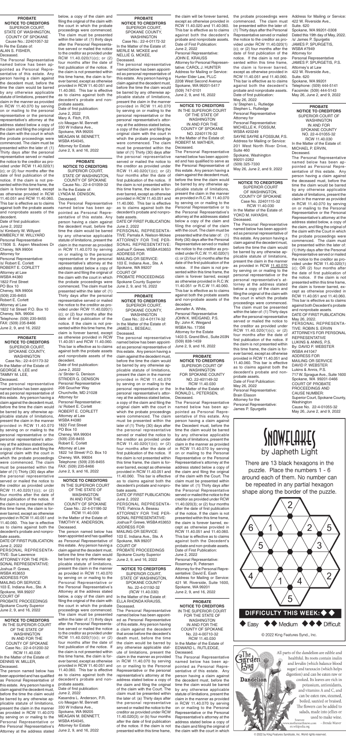**PROBATE NOTICE TO CREDITORS**
SUPERIOR COURT, STATE OF WASHINGTON, COUNTY OF SPOKANE
Cause No.: 22401057-32
In Re the Estate of:
ALAN S. FISHER,
Deceased.

The Personal Representative named below has been appointed as Personal Representative of this estate. Any person having a claim against the decedent must, before the time the claim would be barred by any otherwise applicable statute of limitations, present the claim in the manner as provided in RCW 11.40.070 by serving on or mailing to the personal representative or the personal representative's attorney at the address stated below a copy of the claim and filing the original of the claim with the court in which the probate proceedings were commenced. The claim must be presented within the later of: (1) Thirty days after the personal representative served or mailed the notice to the creditor as provided under RCW 11.40.020(1)(c); or (2) four months after the date of first publication of the notice. If the claim is not presented within this time frame, the claim is forever barred, except as otherwise provided in RCW 11.40.051 and RCW 11.40.060. This bar is effective as to claims against both the probate assets and nonprobate assets of the decedent.
Date of first publication:
June 2, 2022
/s/ Kimberly W. Willyard
KIMBERLY W. WILLYARD
Personal Representative
17806 S. Aspen Meadows Dr
Cheney, WA 99004
Attorney for
Personal Representative:
/s/ Robert E. Corlett
ROBERT E. CORLETT
Attorney at Law
WSBA #4380
1822 First Street
PO Box 10
Cheney, WA 99004
(509) 235-8455
Robert E. Corlett
Attorney at Law
1822 1st Street/ P.O. Box 10
Cheney, WA. 99004
Telephone: (509) 235-8455
FAX: (509) 235-8466
June 2, 9, and 16, 2022

**PROBATE NOTICE TO CREDITORS**
SUPERIOR COURT, SPOKANE COUNTY, WASHINGTON
Case No.: 22-4-01173-32
In the Matter of the Estate of:
GEORGE A. LEE and
TAMMY M. LEE,
Deceased.

The personal representative named below has been appointed as personal representative of this estate. Any person having a claim against the decedent must, before the time the claim would be barred by any otherwise applicable statute of limitations, present the claim in the manner provided in RCW 11.40.070 by serving on or mailing to the personal representative or the personal representative's attorney at the address stated below, a copy of the claim and filing the original claim with the court in which the probate proceedings were commenced. The claim must be presented within the later of (1) Thirty (30) days after the personal representative served or mailed the notice to the creditor as provided under RCW 11.40.020(1)(c); or (2) four months after the date of first publication of the notice. If the claim is not presented within this time frame, the claim is forever barred, except as otherwise provided in RCW 11.40.051 and 11.40.060. This bar is effective as to claims against both the decedent's probate and nonprobate assets.
DATE OF FIRST PUBLICATION:
June 2, 2022
PERSONAL REPRESENTATIVE: Sue Lawrence
ATTORNEY FOR THE PERSONAL REPRESENTATIVE:
Joshua P. Grewe,
WSBA #53653
ADDRESS FOR
MAILING OR SERVICE:
103 E. Indiana Ave., Ste. A
Spokane, WA 99207
COURT OF
PROBATE PROCEEDINGS
Spokane County Superior
June 2, 9, and 16, 2022

**NOTICE TO CREDITORS**
IN THE SUPERIOR COURT OF THE STATE OF WASHINGTON IN AND FOR THE COUNTY OF SPOKANE
Case No.: 22-4-01200-32
RCW 11.40.030
In the Matter of the Estate of:
DENNIS W. MILLER,
Deceased.

The person named below has been appointed and has qualified as Personal Representative of this estate. Any person having a claim against the decedent must, before the time the claim would be barred by any otherwise applicable statute of limitations, present the claim in the manner as provided in RCW 11.40.070 by serving on or mailing to the Personal Representative or the Personal Representative's Attorney at the address stated below, a copy of the claim and filing the original of the claim with the court in which the probate proceedings were commenced. The claim must be presented within the later of: (1) thirty days after the Personal Representative served or mailed the notice to the creditor as provided under RCW 11.40.020(1)(c); or (2) four months after the date of first publication of the notice. If the claim is not presented within this time frame, the claim is forever barred, except as otherwise provided in RCW 11.40.051 and 11.40.060. This bar is effective as to claims against both the decedent's probate and nonprobate assets.
Date of first publication:
June 2, 2022
Mary A. Fitch, P.R.
c/o Meagan M. Bennett
330 W Indiana Ave.,
Spokane, WA 99205
MEAGAN M. BENNETT,
WSBA #54045,
Attorney for Estate
June 2, 9, and 16, 2022

**PROBATE NOTICE TO CREDITORS**
SUPERIOR COURT, STATE OF WASHINGTON, COUNTY OF SPOKANE
Cause No.: 22-4-01059-32
In Re the Estate of:
LYNDA M. DENISON,
Deceased.

The Personal Representative named below has been appointed as Personal Representative of this estate. Any person having a claim against the decedent must, before the time the claim would be barred by any otherwise applicable statute of limitations, present the claim in the manner as provided in RCW 11.40.070 by serving on or mailing to the personal representative or the personal representative's attorney at the address stated below a copy of the claim and filing the original of the claim with the court in which the probate proceedings were commenced. The claim must be presented within the later of: (1) Thirty days after the personal representative served or mailed the notice to the creditor as provided under RCW 11.40.020(1)(c); or (2) four months after the date of first publication of the notice. If the claim is not presented within this time frame, the claim is forever barred, except as otherwise provided in RCW 11.40.051 and RCW 11.40.060. This bar is effective as to claims against both the probate assets and nonprobate assets of the decedent.
Date of first publication:
June 2, 2022
/s/ Strider G. Denison
STRIDER G. DENISON
Personal Representative
208 Goucher Way
Churchville, MD 21028
Attorney for
Personal Representative:
/s/ Robert E. Corlett
ROBERT E. CORLETT
Attorney at Law
WSBA #4380
1822 First Street
PO Box 10
Cheney, WA 99004
(509) 235-8455
Robert E. Corlett
Attorney at Law
1822 1st Street/ P.O. Box 10
Cheney, WA. 99004
Telephone: (509) 235-8455
FAX: (509) 235-8466
June 2, 9, and 16, 2022

**NOTICE TO CREDITORS**
IN THE SUPERIOR COURT OF THE STATE OF WASHINGTON IN AND FOR THE COUNTY OF SPOKANE
Case No.: 22-4-01186-32
RCW 11.40.030
In the Matter of the Estate of:
TIMOTHY K. ANDERSON,
Deceased.

The person named below has been appointed and has qualified as Personal Representative of this estate. Any person having a claim against the decedent must, before the time the claim would be barred by any otherwise applicable statute of limitations, present the claim in the manner as provided in RCW 11.40.070 by serving on or mailing to the Personal Representative or the Personal Representative's Attorney at the address stated below, a copy of the claim and filing the original of the claim with the court in which the probate proceedings were commenced. The claim must be presented within the later of: (1) thirty days after the Personal Representative served or mailed the notice to the creditor as provided under RCW 11.40.020(1)(c); or (2) four months after the date of first publication of the notice. If the claim is not presented within this time frame, the claim is forever barred, except as otherwise provided in RCW 11.40.051 and 11.40.060. This bar is effective as to claims against both the decedent's probate and nonprobate assets.
Date of first publication:
June 2, 2022
Kasandra L. Anderson, P.R.
c/o Meagan M. Bennett
330 W Indiana Ave.,
Spokane, WA 99205
MEAGAN M. BENNETT,
WSBA #54045,
Attorney for Estate
June 2, 9, and 16, 2022

**PROBATE NOTICE TO CREDITORS**
SUPERIOR COURT, SPOKANE COUNTY, WASHINGTON
Case No.: 22-4-01172-32
In the Matter of the Estate of:
MERLE M. MCKEE and
NELLIE G. MCKEE,
Deceased.

The personal representative named below has been appointed as personal representative of this estate. Any person having a claim against the decedent must, before the time the claim would be barred by any otherwise applicable statute of limitations, present the claim in the manner provided in RCW 11.40.070 by serving on or mailing to the personal representative or the personal representative's attorney at the address stated below, a copy of the claim and filing the original claim with the court in which the probate proceedings were commenced. The claim must be presented within the later of (1) Thirty (30) days after the personal representative served or mailed the notice to the creditor as provided under RCW 11.40.020(1)(c); or (2) four months after the date of first publication of the notice. If the claim is not presented within this time frame, the claim is forever barred, except as otherwise provided in RCW 11.40.051 and 11.40.060. This bar is effective as to claims against both the decedent's probate and nonprobate assets.
DATE OF FIRST PUBLICATION:
June 2, 2022
PERSONAL REPRESENTATIVE: Pamala A. Nielson-Mckee
ATTORNEY FOR THE PERSONAL REPRESENTATIVE:
Joshua P. Grewe, WSBA #53653
ADDRESS FOR
MAILING OR SERVICE:
103 E. Indiana Ave., Ste. A
Spokane, WA 99207
COURT OF
PROBATE PROCEEDINGS
Spokane County Superior
June 2, 9, and 16, 2022

**PROBATE NOTICE TO CREDITORS**
SUPERIOR COURT, SPOKANE COUNTY, WASHINGTON
Case No.: 22-4-01174-32
In the Matter of the Estate of:
JAMES L. BESEAU,
Deceased.

The personal representative named below has been appointed as personal representative of this estate. Any person having a claim against the decedent must, before the time the claim would be barred by any otherwise applicable statute of limitations, present the claim in the manner provided in RCW 11.40.070 by serving on or mailing to the personal representative or the personal representative's attorney at the address stated below, a copy of the claim and filing the original claim with the court in which the probate proceedings were commenced. The claim must be presented within the later of (1) Thirty (30) days after the personal representative served or mailed the notice to the creditor as provided under RCW 11.40.020(1)(c); or (2) four months after the date of first publication of the notice. If the claim is not presented within this time frame, the claim is forever barred, except as otherwise provided in RCW 11.40.051 and 11.40.060. This bar is effective as to claims against both the decedent's probate and nonprobate assets.
DATE OF FIRST PUBLICATION:
June 2, 2022
PERSONAL REPRESENTATIVE: Patricia A. Beseau
ATTORNEY FOR THE PERSONAL REPRESENTATIVE:
Joshua P. Grewe, WSBA #53653
ADDRESS FOR
MAILING OR SERVICE:
103 E. Indiana Ave., Ste. A
Spokane, WA 99207
COURT OF
PROBATE PROCEEDINGS
Spokane County Superior
June 2, 9, and 16, 2022

**NOTICE TO CREDITORS**
SUPERIOR COURT, STATE OF WASHINGTON, SPOKANE COUNTY
No. 22-4-01192-32
(RCW 11.40.030)
In the Matter of the Estate of:
ELLA RHONDA KRAUSS,
Deceased.

The Personal Representative named below has been appointed as Personal Representative of this estate. Any person having a claim against the decedent that arose before the decedent's death must, before the time the claim would be barred by any otherwise applicable statute of limitations, present the claim in the manner as provided in RCW 11.40.070 by serving on or mailing to the Personal Representative or the personal representative's attorney at the address stated below a copy of the claim and filing the original of the claim with the Court. The claim must be presented within the later of: (a) Thirty days after the personal representative served or mailed the notice to the creditor as provided under RCW 11.40.020(3); or (b) four months after the date of first publication of the notice. If the claim is not presented within this time frame, the claim will be forever barred, except as otherwise provided in RCW 11.40.020 and 11.40.060. This bar is effective as to claims against both the decedent's probate and nonprobate assets.
Date of First Publication:
June 2, 2022
Personal Representative:
JOHN E. KRAUSS
Attorney for Personal Representative: CAROL J. HUNTER
Address for Mailing or Service:
Hunter Elder Law, PLLC
2208 West Second Avenue
Spokane, WA 99201-5417
(509) 747-0101
June 2, 9, and 16, 2022

**NOTICE TO CREDITORS**
IN THE SUPERIOR COURT OF THE STATE OF WASHINGTON IN AND FOR THE COUNTY OF SPOKANE
NO. 22401176-32
In the Matter of the Estate of:
ROBERT M. MATHER,
Deceased.

The Personal Representative named below has been appointed and has qualified to serve as the Personal Representative of this estate. Any person having a claim against the decedent must, before the time the claim would be barred by any otherwise applicable statute of limitations, present the claim in the manner as provided in R.C.W. 11.40.070 by serving on or mailing to the Personal Representative or to the Personal Representative's attorney at the addresses stated below a copy of the claim and filing the original of the claim with the court. The claim must be presented within the later of: (1) thirty (30) days after the Personal Representative served or mailed the notice to the creditor as provided under R.C.W. 11.40.020(1)c; or (2) four (4) months after the date of first publication of the notice. If the claim is not presented within this time frame, the claim is forever barred, except as otherwise provided in R.C.W. 11.40.051 or R.C.W. 11.40.060. This bar is effective as to claims against both the probate assets and non-probate assets of the decedent.
Jennafer A. White,
Personal Representative
JOHN K. WEIGAND, P.S.
By: John K. Weigand
WSBA No. 17356
Attorney for the Estate
1403 S. Grand Blvd., Suite 203N
(509) 838-1459
June 2, 9, and 16, 2022

**PROBATE NOTICE TO CREDITORS**
SUPERIOR COURT OF WASHINGTON FOR SPOKANE COUNTY
NO. 22-401149-32
RCW 11.40.030
In the Matter of the Estate of:
RONALD L. PETERSEN,
Deceased.

The Personal Representative named below has been appointed as Personal Representative of this estate. Any person having a claim against the Decedent must, before the time the claim would be barred by any otherwise applicable statute of limitations, present the claim in the manner as provided in RCW 11.40.070 by serving on or mailing to the Personal Representative or the Personal Representative's attorney at the address stated below a copy of the claim and filing the original of the claim with the Court. The claim must be presented within the later of: (1) Thirty days after the Personal Representative served or mailed the notice to the creditor as provided under RCW 11.40.020(3); or (2) four months after the date of first publication of the notice. If the claim is not presented within this time frame, the claim is forever barred, except as otherwise provided in RCW 11.40.051 and 11.40.060. This bar is effective as to claims against both the Decedent's probate and non-probate assets.
Date of First Publication:
June 2, 2022
Personal Representative:
Rosemary R. Petersen
Attorney for the Personal Representative: David E. Eash
Address for Mailing or Service:
421 W. Riverside, Suite 1600,
Spokane, WA 99201
June 2, 9, and 16, 2022

**PROBATE NOTICE TO CREDITORS**
IN THE SUPERIOR COURT FOR THE STATE OF WASHINGTON IN AND FOR THE COUNTY OF SPOKANE
No. 22-4-00710-32
RCW 11.40.030
In the Matter of the Estate of:
EDWARD L. RUTLEDGE,
Deceased.

The Personal Representative named below has been appointed as Personal Representative of this estate. Any person having a claim against the decedent must, before the time the claim would be barred by any otherwise applicable statute of limitations, present the claim in the manner as provided in RCW 11.40.070 by serving on or mailing to the Personal Representative or the Personal Representative's attorney at the address stated below a copy of the claim and filing the original of the claim with the court in which the probate proceedings were commenced. The claim must be presented within the later of: (1) Thirty days after the Personal Representative served or mailed the notice to the creditor as provided under RCW 11.40.020(1)(c); or (2) four months after the date of first publication of the notice. If the claim is not presented within this time frame, the claim is forever barred, except as otherwise provided in RCW 11.40.051 and 11.40.060. This bar is effective as to claims against both the decedent's probate and nonprobate assets.
Date of first publication:
May 26, 2022
/s/ Stephen L. Rutledge
Stephen L. Rutledge
Personal Representative
Attorney for
Personal Representative:
MICHELLE K. FOSSUM,
WSBA #20249
SAYRE SAYRE & FOSSUM, P.S.
Address for Mailing or Service:
201 West North River Drive,
Suite 460
Spokane, Washington
99201-2262
(509) 325-7330
May 26, June 2, and 9, 2022

**NOTICE TO CREDITORS**
SUPERIOR COURT OF WASHINGTON, COUNTY OF SPOKANE
Case No. 22401115-32
RCW 11.40.030
In the Matter of the Estate of:
YOKO M. HAYASHI,
Deceased.

The Personal Representative named below has been appointed as personal representative of this estate. Any person having a claim against the decedent must, before the time the claim would be barred by any otherwise applicable statute of limitations, present the claim in the manner as provided in RCW 11.40.070 by serving on or mailing to the personal representative or the personal representative's attorney at the address stated below a copy of the claim and filing the original of the claim with the court in which the probate proceedings were commenced. The claim must be presented within the later of: (1) Thirty days after the personal representative served or mailed the notice to the creditor as provided under RCW 11.40.020(1)(c); or (2) four months after the date of first publication of the notice. If the claim is not presented within this time frame, the claim is forever barred, except as otherwise provided in RCW 11.40.051 and 11.40.060. This bar is effective as to claims against both the decedent's probate and nonprobate assets.
Date of First Publication:
May 26, 2022
Personal Representative:
Brain Eliason
Attorney for the
Personal Representative:
James P. Spurgetis
Address for Mailing or Service:
422 W. Riverside Ave.,
Suite. 620
Spokane, WA 99201-0308
Dated this 19th day of May, 2022.
/s/ James P. Spurgetis
JAMES P. SPURGETIS,
WSBA #7949
Attorney for
Personal Representative
JAMES P. SPURGETIS, P.S.
Attorney's at Law
422 W. Riverside Ave.,
Suite. 620
Spokane, WA 99201
Telephone: (509) 444-5141
Facsimile: (509) 444-5143
May 26, June 2, and 9, 2022

**PROBATE NOTICE TO CREDITORS**
SUPERIOR COURT OF WASHINGTON IN AND FOR SPOKANE COUNTY
NO. 22-4-01055-32
RCW 11.40.030
In the Matter of the Estate of:
MICHAEL P. ERVIN,
Deceased.

The Personal Representative named below has been appointed as Personal Representative of this estate. Any person having a claim against the deceased must, before the time the claim would be barred by any otherwise applicable statute of limitations, present the claim in the manner as provided in RCW 11.40.070 by serving on or mailing to the Personal Representative or the Personal Representative's attorney at the address stated below, a copy of the claim, and filing the original of the claim with the Court in which the probate proceedings were commenced. The claim must be presented within the later of: (1) thirty days after the Personal Representative served or mailed the notice to the creditor as provided under RCW 11.40.020(1)(c); OR (2) four months after the date of first publication of the notice. If the claim is not presented within this time frame, the claim is forever barred, except as otherwise provided in RCW 11.40.051 and 11.40.060. This bar is effective as to claims against both Decedent's probate and nonprobate assets.
DATE OF FIRST PUBLICATION:
May 26, 2022.
PERSONAL REPRESENTATIVE: ROBIN S. ERVIN
ATTORNEYS FOR PERSONAL REPRESENTATIVE
LUKINS & ANNIS, P.S.
By: DAVID P. WEBSTER
WSBA #41047
ADDRESS FOR
MAILING OR SERVICE
DAVID P. WEBSTER
Lukins & Annis, P.S.
717 W. Sprague Ave., Suite 1600
Spokane, WA 99201-0466
COURT OF PROBATE
PROCEEDINGS AND
CAUSE NUMBER:
Superior Court, Spokane County,
Washington
Cause No. 22-4-01055-32
May 26, June 2, and 9, 2022

**SNOWFLAKES** by Japheth Light

There are 13 black hexagons in the puzzle. Place the numbers 1 - 6 around each of them. No number can be repeated in any partial hexagon shape along the border of the puzzle.

DIFFICULTY THIS WEEK: ◆◆
◆ Easy ◆◆ Medium ◆◆◆ Difficult

© 2022 King Features Synd., Inc.

**The Garden Bug**
**Dandelion**

All parts of the dandelion are edible and healthful. Its roots contain inulin and levulin (which balance blood sugar) and taraxacin (which helps digestion) and can be eaten raw or cooked. Its leaves are rich in potassium, antioxidants, and vitamins A and C, and can be eaten raw, steamed, boiled, sautéd or braised. The flowers can be added to salads, made into jellies or used to make wine.

Sources: www.motherearthnews.com, en.wikipedia.org – Brenda Weaver

© 2022 by King Features Syndicate, Inc. World rights reserved.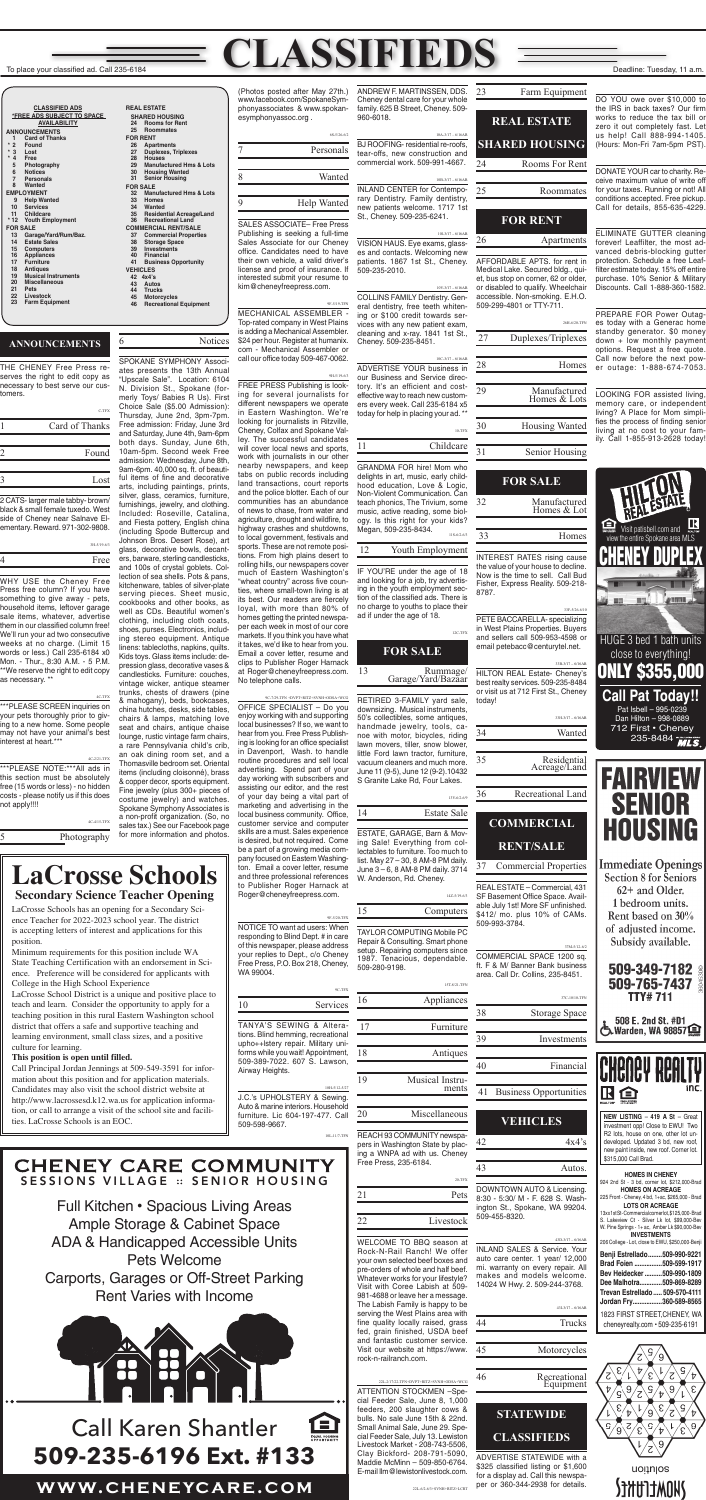# CLASSIFIEDS

To place your classified ad. Call 235-6184

Deadline: Tuesday, 11 a.m.

**CLASSIFIED ADS**
***FREE ADS SUBJECT TO SPACE AVAILABILITY**

**ANNOUNCEMENTS**
1 Card of Thanks
*2 Found
*3 Lost
*4 Free
5 Photography
6 Notices
7 Personals
8 Wanted

**EMPLOYMENT**
9 Help Wanted
10 Services
11 Childcare
*12 Youth Employment

**FOR SALE**
13 Garage/Yard/Rum/Baz.
14 Estate Sales
15 Computers
16 Appliances
17 Furniture
18 Antiques
19 Musical Instruments
20 Miscellaneous
21 Pets
22 Livestock
23 Farm Equipment

**REAL ESTATE**
**SHARED HOUSING**
24 Rooms for Rent
25 Roommates

**FOR RENT**
26 Apartments
27 Duplexes, Triplexes
28 Houses
29 Manufactured Hms & Lots
30 Housing Wanted
31 Senior Housing

**FOR SALE**
32 Manufactured Hms & Lot
33 Homes
35 Residential Acreage/Land
36 Recreational Land

**COMMERCIAL RENT/SALE**
37 Commercial Properties
38 Storage Space
39 Investments
40 Financial
41 Business Opportunity

**VEHICLES**
42 4x4's
43 Autos
44 Trucks
45 Motorcycles
46 Recreational Equipment

## ANNOUNCEMENTS

THE CHENEY Free Press reserves the right to edit copy as necessary to best serve our customers.

1 Card of Thanks

2 Found

3 Lost

2 CATS- larger male tabby- brown/ black & small female tuxedo. West side of Cheney near Salnave Elementary. Reward. 971-302-9808.

4 Free

WHY USE the Cheney Free Press free column? If you have something to give away - pets, household items, leftover garage sale items, whatever, advertise them in our classified column free! We'll run your ad two consecutive weeks at no charge. (Limit 15 words or less.) Call 235-6184 x0 Mon. - Thur., 8:30 A.M. - 5 P.M. **We reserve the right to edit copy as necessary. **

***PLEASE SCREEN inquiries on your pets thoroughly prior to giving to a new home. Some people may not have your animal's best interest at heart.***

***PLEASE NOTE:***All ads in this section must be absolutely free (15 words or less) - no hidden costs - please notify us if this does not apply!!!!

5 Photography

6 Notices

SPOKANE SYMPHONY Associates presents the 13th Annual "Upscale Sale". Location: 6104 N. Division St., Spokane (formerly Toys/ Babies R Us). First Choice Sale ($5.00 Admission): Thursday, June 2nd, 3pm-7pm. Free admission: Friday, June 3rd and Saturday, June 4th, 9am-6pm both days. Sunday, June 6th, 10am-5pm. Second week Free admission: Wednesday, June 8th, 9am-6pm. 40,000 sq. ft. of beautiful items of fine and decorative arts, including paintings, prints, silver, glass, ceramics, furniture, furnishings, jewelry, and clothing. Included: Roseville, Catalina, and Fiesta pottery, English china (including Spode Buttercup and Johnson Bros. Desert Rose), art glass, decorative bowls, decanters, barware, sterling candlesticks, and 100s of crystal goblets. Collection of sea shells. Pots & pans, kitchenware, tables of silver-plate serving pieces. Sheet music, cookbooks and other books, as well as CDs. Beautiful women's clothing, including cloth coats, shoes, purses. Electronics, including stereo equipment. Antique items: tablecloths, napkins, quilts. Kids toys. Glass items include: depression glass, decorative vases & candlesticks. Furniture: couches, vintage wicker, antique steamer trunks, chests of drawers (pine & mahogany), beds, bookcases, china hutches, desks, side tables, chairs & lamps, matching love seat and chairs, antique chaise lounge, rustic vintage farm chairs, a rare Pennsylvania child's crib, an oak dining room set, and a Thomasville bedroom set. Oriental items (including cloisonné), brass & copper décor, sports equipment. Fine jewelry (plus 300+ pieces of costume jewelry) and watches. Spokane Symphony Associates is a non-profit organization. (So, no sales tax.) See our Facebook page for more information and photos. (Photos posted after May 27th.) www.facebook.com/SpokaneSymphonyassociates & www.spokanesymphonyassoc.org .

7 Personals

8 Wanted

9 Help Wanted

SALES ASSOCIATE– Free Press Publishing is seeking a full-time Sales Associate for our Cheney office. Candidates need to have their own vehicle, a valid driver's license and proof of insurance. If interested submit your resume to kim@cheneyfreepress.com.

MECHANICAL ASSEMBLER - Top-rated company in West Plains is adding a Mechanical Assembler. $24 per hour. Register at humanix.com - Mechanical Assembler or call our office today 509-467-0062.

FREE PRESS Publishing is looking for several journalists for different newspapers we operate in Eastern Washington. We're looking for journalists in Ritzville, Cheney, Colfax and Spokane Valley. The successful candidates will cover local news and sports, work with journalists in our other nearby newspapers, and keep tabs on public records including land transactions, court reports and the police blotter. Each of our communities has an abundance of news to chase, from water and agriculture, drought and wildfire, to highway crashes and shutdowns, to local government, festivals and sports. These are not remote positions. From high plains desert to rolling hills, our newspapers cover much of Eastern Washington's "wheat country" across five counties, where small-town living is at its best. Our readers are fiercely loyal, with more than 80% of homes getting the printed newspaper each week in most of our core markets. If you think you have what it takes, we'd like to hear from you. Email a cover letter, resume and clips to Publisher Roger Harnack at Roger@cheneyfreepress.com. No telephone calls.

OFFICE SPECIALIST – Do you enjoy working with and supporting local businesses? If so, we want to hear from you. Free Press Publishing is looking for an office specialist in Davenport, Wash. to handle routine procedures and sell local advertising. Spend part of your day working with subscribers and assisting our editor, and the rest of your day being a vital part of marketing and advertising in the local business community. Office, customer service and computer skills are a must. Sales experience is desired, but not required. Come be a part of a growing media company focused on Eastern Washington. Email a cover letter, resume and three professional references to Publisher Roger Harnack at Roger@cheneyfreepress.com.

NOTICE TO want ad users: When responding to Blind Dept. # in care of this newspaper, please address your replies to Dept., c/o Cheney Free Press, P.O. Box 218, Cheney, WA 99004.

10 Services

TANYA'S SEWING & Alterations. Blind hemming, recreational upho+•lstery repair. Military uniforms while you wait! Appointment, 509-389-7022. 607 S. Lawson, Airway Heights.

J.C.'s UPHOLSTERY & Sewing. Auto & marine interiors. Household furniture. Lic. 604-197-477. Call 509-598-9667.

ANDREW F. MARTINSSEN, DDS. Cheney dental care for your whole family. 625 B Street, Cheney. 509-960-6018.

BJ ROOFING- residential re-roofs, tear-offs, new construction and commercial work. 509-991-4667.

INLAND CENTER for Contemporary Dentistry. Family dentistry, new patients welcome. 1717 1st St., Cheney. 509-235-6241.

VISION HAUS. Eye exams, glasses and contacts. Welcoming new patients. 1867 1st St., Cheney. 509-235-2010.

COLLINS FAMILY Dentistry. General dentistry, free teeth whitening or $100 credit towards services with any new patient exam, cleaning and x-ray. 1841 1st St., Cheney. 509-235-8451.

ADVERTISE YOUR business in our Business and Service directory. It's an efficient and cost-effective way to reach new customers every week. Call 235-6184 x5 today for help in placing your ad. **

11 Childcare

GRANDMA FOR hire! Mom who delights in art, music, early childhood education, Love & Logic, Non-Violent Communication. Can teach phonics, The Trivium, some music, active reading, some biology. Is this right for your kids? Megan, 509-235-8434.

12 Youth Employment

IF YOU'RE under the age of 18 and looking for a job, try advertising in the youth employment section of the classified ads. There is no charge to youths to place their ad if under the age of 18.

## FOR SALE

13 Rummage/ Garage/Yard/Bazaar

RETIRED 3-FAMILY yard sale, downsizing. Musical instruments, 50's collectibles, some antiques, handmade jewelry, tools, canoe with motor, bicycles, riding lawn mowers, tiller, snow blower, little Ford lawn tractor, furniture, vacuum cleaners and much more. June 11 (9-5), June 12 (9-2).10432 S Granite Lake Rd, Four Lakes.

14 Estate Sale

ESTATE, GARAGE, Barn & Moving Sale! Everything from collectables to furniture. Too much to list. May 27 – 30, 8 AM-8 PM daily. June 3 – 6, 8 AM-8 PM daily. 3714 W. Anderson, Rd. Cheney.

15 Computers

TAYLOR COMPUTING Mobile PC Repair & Consulting. Smart phone setup. Repairing computers since 1987. Tenacious, dependable. 509-280-9198.

16 Appliances

17 Furniture

18 Antiques

19 Musical Instruments

20 Miscellaneous

REACH 93 COMMUNITY newspapers in Washington State by placing a WNPA ad with us. Cheney Free Press, 235-6184.

21 Pets

22 Livestock

WELCOME TO BBQ season at Rock-N-Rail Ranch! We offer your own selected beef boxes and pre-orders of whole and half beef. Whatever works for your lifestyle? Visit with Coree Labish at 509-981-4688 or leave her a message. The Labish Family is happy to be serving the West Plains area with fine quality locally raised, grass fed, grain finished, USDA beef and fantastic customer service. Visit our website at https://www.rock-n-railranch.com.

ATTENTION STOCKMEN –Special Feeder Sale, June 8, 1,000 feeders, 200 slaughter cows & bulls. No sale June 15th & 22nd. Small Animal Sale, June 29. Special Feeder Sale, July 13. Lewiston Livestock Market - 208-743-5506, Clay Bickford- 208-791-5090, Maddie McMinn – 509-850-6764. E-mail llm@lewistonlivestock.com.

23 Farm Equipment

## REAL ESTATE

## SHARED HOUSING

24 Rooms For Rent

25 Roommates

## FOR RENT

26 Apartments

AFFORDABLE APTS. for rent in Medical Lake. Secured bldg., quiet, bus stop on corner, 62 or older, or disabled to qualify. Wheelchair accessible. Non-smoking. E.H.O. 509-299-4801 or TTY-711.

27 Duplexes/Triplexes

28 Homes

29 Manufactured Homes & Lots

30 Housing Wanted

31 Senior Housing

## FOR SALE

32 Manufactured Homes & Lot

33 Homes

INTEREST RATES rising cause the value of your house to decline. Now is the time to sell. Call Bud Fisher, Express Realty. 509-218-8787.

PETE BACCARELLA- specializing in West Plains Properties. Buyers and sellers call 509-953-4598 or email petebacc@centurytel.net.

HILTON REAL Estate- Cheney's best realty services. 509-235-8484 or visit us at 712 First St., Cheney today!

34 Wanted

35 Residential Acreage/Land

36 Recreational Land

## COMMERCIAL RENT/SALE

37 Commercial Properties

REAL ESTATE – Commercial, 431 SF Basement Office Space. Available July 1st! More SF unfinished. $412/ mo. plus 10% of CAMs. 509-993-3784.

COMMERCIAL SPACE 1200 sq. ft. F & M/ Banner Bank business area. Call Dr. Collins, 235-8451.

38 Storage Space

39 Investments

40 Financial

41 Business Opportunities

## VEHICLES

42 4x4's

43 Autos.

DOWNTOWN AUTO & Licensing. 8:30 - 5:30/ M - F. 628 S. Washington St., Spokane, WA 99204. 509-455-8320.

INLAND SALES & Service. Your auto care center. 1 year/ 12,000 mi. warranty on every repair. All makes and models welcome. 14024 W Hwy. 2. 509-244-3768.

44 Trucks

45 Motorcycles

46 Recreational Equipment

## STATEWIDE CLASSIFIEDS

ADVERTISE STATEWIDE with a $325 classified listing or $1,600 for a display ad. Call this newspaper or 360-344-2938 for details.

DO YOU owe over $10,000 to the IRS in back taxes? Our firm works to reduce the tax bill or zero it out completely fast. Let us help! Call 888-994-1405. (Hours: Mon-Fri 7am-5pm PST).

DONATE YOUR car to charity. Receive maximum value of write off for your taxes. Running or not! All conditions accepted. Free pickup. Call for details, 855-635-4229.

ELIMINATE GUTTER cleaning forever! LeafFilter, the most advanced debris-blocking gutter protection. Schedule a free LeafFilter estimate today. 15% off entire purchase. 10% Senior & Military Discounts. Call 1-888-360-1582.

PREPARE FOR Power Outages today with a Generac home standby generator. $0 money down + low monthly payment options. Request a free quote. Call now before the next power outage: 1-888-674-7053.

LOOKING FOR assisted living, memory care, or independent living? A Place for Mom simplifies the process of finding senior living at no cost to your family. Call 1-855-913-2628 today!

HILTON Real Estate — Visit patsbell.com and view the entire Spokane area MLS

**CHENEY DUPLEX**

HUGE 3 bed 1 bath units close to everything!

**ONLY $355,000**

**Call Pat Today!!**
Pat Isbell – 995-0239
Dan Hilton – 998-0889
712 First • Cheney
235-8484

# FAIRVIEW SENIOR HOUSING

Immediate Openings
Section 8 for Seniors 62+ and Older.
1 bedroom units.
Rent based on 30% of adjusted income.
Subsidy available.

509-349-7182
509-765-7437
TTY# 711

508 E. 2nd St. #D1
Warden, WA 98857

# Cheney Realty inc.

**NEW LISTING** – 419 A St – Great investment opp! Close to EWU! Two R2 lots, house on one, other lot undeveloped. Updated 3 bd. new roof, new paint inside, new roof. Corner lot. $315,000 Call Brad.

**HOMES IN CHENEY**
504 2nd St - 3 bd, corner lot, $312,500-Brad

**HOMES ON ACREAGE**
225 Front - Cheney, 4 bd, 1+ac, $265,000 - Brad

**LOTS OR ACREAGE**
13xx1st St- Commercial/comml $125,000-Brad
S. Lakeview Ct - Silver Lk lot, $99,000-Bev
W. Pine Springs - 1+ ac. Amber Lk $90,000-Bev

**INVESTMENTS**
206 College - Lot, close to EWU, $250,000-Benji

Benji Estrelladoe.......509-990-9221
Brad Foien ..............509-599-1917
Bev Heidecker ..........509-990-1809
Dee Malhotra............509-869-8289
Trevan Estrellado.......509-570-4111
Jordan Fry...............360-589-8565

1823 FIRST STREET, CHENEY, WA
cheneyrealty.com • 509-235-6191

# LaCrosse Schools
## Secondary Science Teacher Opening

LaCrosse Schools has an opening for a Secondary Science Teacher for 2022-2023 school year. The district is accepting letters of interest and applications for this position.

Minimum requirements for this position include WA State Teaching Certification with an endorsement in Science. Preference will be considered for applicants with College in the High School Experience

LaCrosse School District is a unique and positive place to teach and learn. Consider the opportunity to apply for a teaching position in this rural Eastern Washington school district that offers a safe and supportive teaching and learning environment, small class sizes, and a positive culture for learning.

**This position is open until filled.**

Call Principal Jordan Jennings at 509-549-3591 for information about this position and for application materials. Candidates may also visit the school district website at http://www.lacrossesd.k12.wa.us for application information, or call to arrange a visit of the school site and facilities. LaCrosse Schools is an EOC.

# CHENEY CARE COMMUNITY
SESSIONS VILLAGE :: SENIOR HOUSING

Full Kitchen • Spacious Living Areas
Ample Storage & Cabinet Space
ADA & Handicapped Accessible Units
Pets Welcome
Carports, Garages or Off-Street Parking
Rent Varies with Income

Call Karen Shantler
**509-235-6196 Ext. #133**

**WWW.CHENEYCARE.COM**